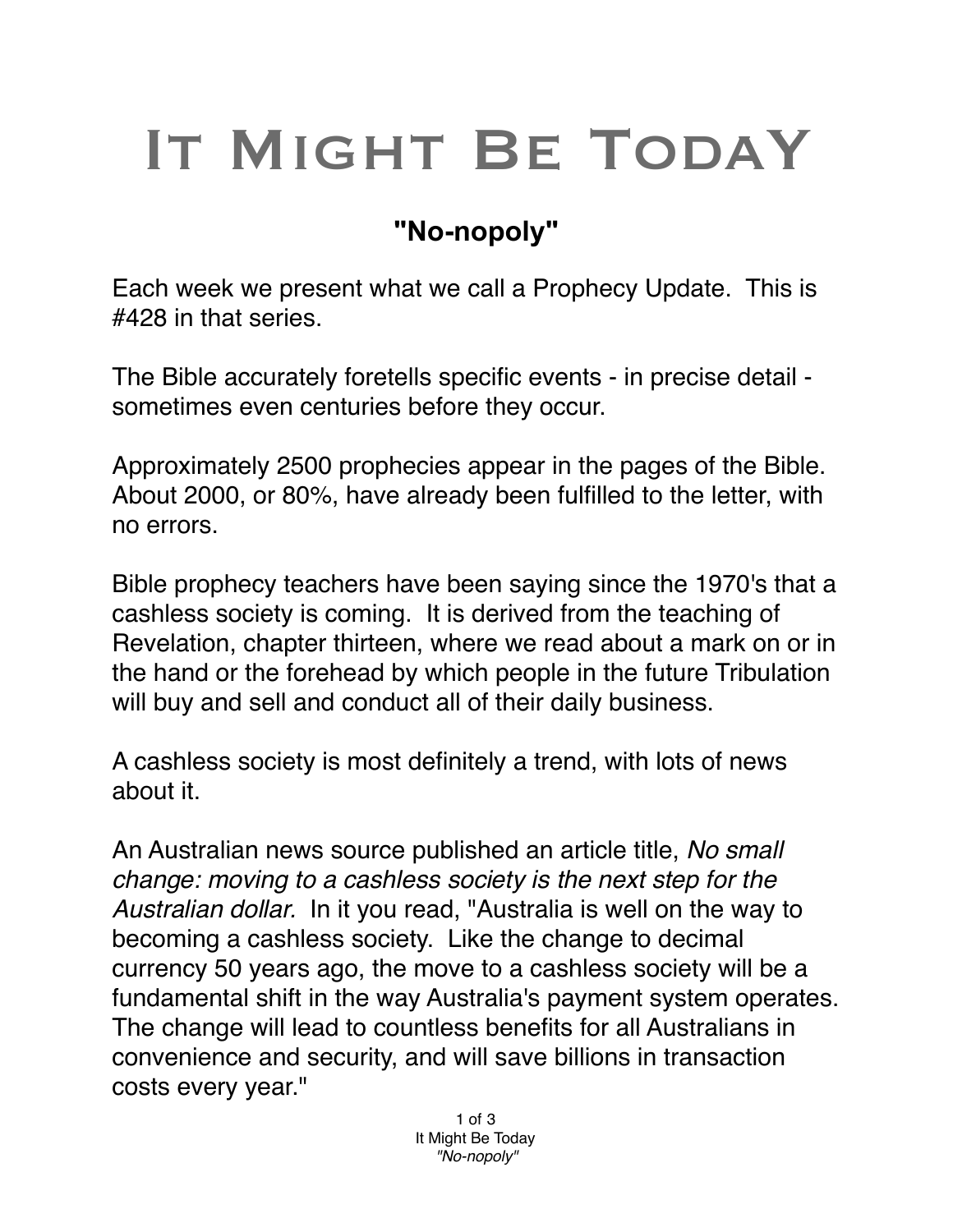# It Might Be Today

## "No-nopoly"

Each week we present what we call a Prophecy Update. This is #428 in that series.

The Bible accurately foretells specific events - in precise detail - sometimes even centuries before they occur.

Approximately 2500 prophecies appear in the pages of the Bible. About 2000, or 80%, have already been fulfilled to the letter, with no errors.

Bible prophecy teachers have been saying since the 1970's that a cashless society is coming. It is derived from the teaching of Revelation, chapter thirteen, where we read about a mark on or in the hand or the forehead by which people in the future Tribulation will buy and sell and conduct all of their daily business.

A cashless society is most definitely a trend, with lots of news about it.

An Australian news source published an article title, *No small change: moving to a cashless society is the next step for the Australian dollar.* In it you read, "Australia is well on the way to becoming a cashless society. Like the change to decimal currency 50 years ago, the move to a cashless society will be a fundamental shift in the way Australia's payment system operates. The change will lead to countless benefits for all Australians in convenience and security, and will save billions in transaction costs every year."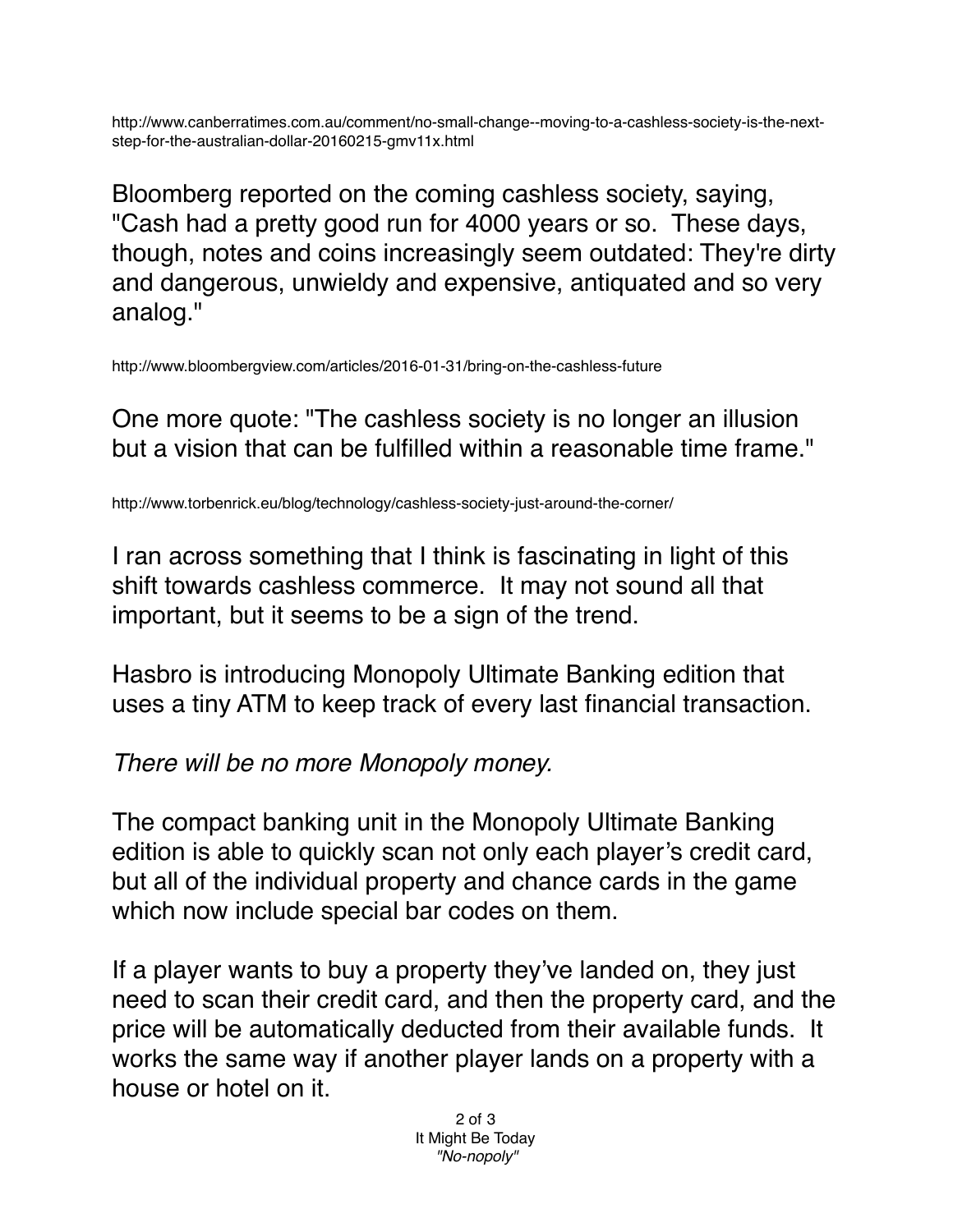http://www.canberratimes.com.au/comment/no-small-change--moving-to-a-cashless-society-is-the-next-step-for-the-australian-dollar-20160215-gmv11x.html

Bloomberg reported on the coming cashless society, saying, "Cash had a pretty good run for 4000 years or so. These days, though, notes and coins increasingly seem outdated: They're dirty and dangerous, unwieldy and expensive, antiquated and so very analog."

http://www.bloombergview.com/articles/2016-01-31/bring-on-the-cashless-future

One more quote: "The cashless society is no longer an illusion but a vision that can be fulfilled within a reasonable time frame."

http://www.torbenrick.eu/blog/technology/cashless-society-just-around-the-corner/

I ran across something that I think is fascinating in light of this shift towards cashless commerce. It may not sound all that important, but it seems to be a sign of the trend.

Hasbro is introducing Monopoly Ultimate Banking edition that uses a tiny ATM to keep track of every last financial transaction.

*There will be no more Monopoly money.*

The compact banking unit in the Monopoly Ultimate Banking edition is able to quickly scan not only each player's credit card, but all of the individual property and chance cards in the game which now include special bar codes on them.

If a player wants to buy a property they've landed on, they just need to scan their credit card, and then the property card, and the price will be automatically deducted from their available funds. It works the same way if another player lands on a property with a house or hotel on it.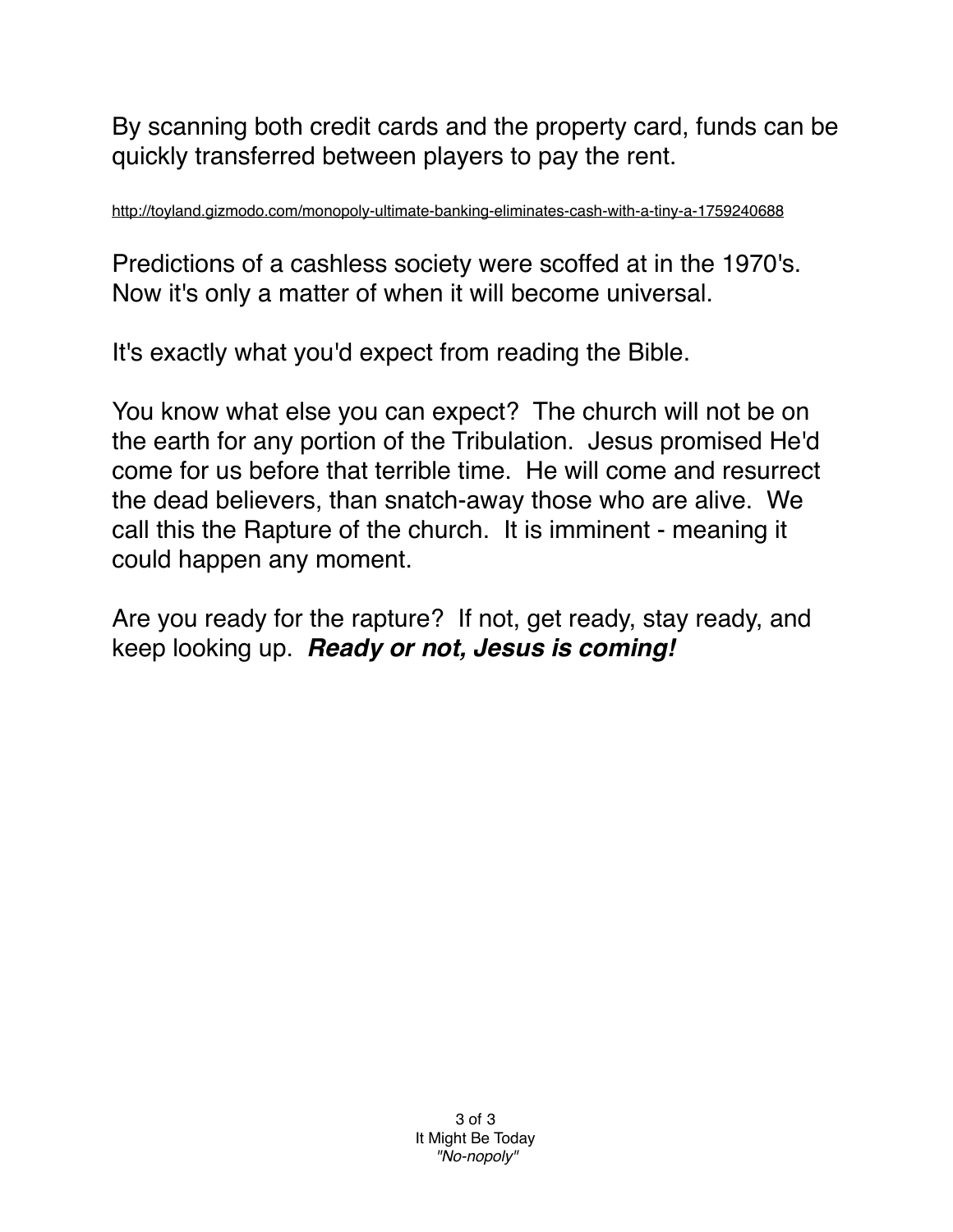By scanning both credit cards and the property card, funds can be quickly transferred between players to pay the rent.

http://toyland.gizmodo.com/monopoly-ultimate-banking-eliminates-cash-with-a-tiny-a-1759240688

Predictions of a cashless society were scoffed at in the 1970's. Now it's only a matter of when it will become universal.

It's exactly what you'd expect from reading the Bible.

You know what else you can expect? The church will not be on the earth for any portion of the Tribulation. Jesus promised He'd come for us before that terrible time. He will come and resurrect the dead believers, than snatch-away those who are alive. We call this the Rapture of the church. It is imminent - meaning it could happen any moment.

Are you ready for the rapture? If not, get ready, stay ready, and keep looking up. ***Ready or not, Jesus is coming!***